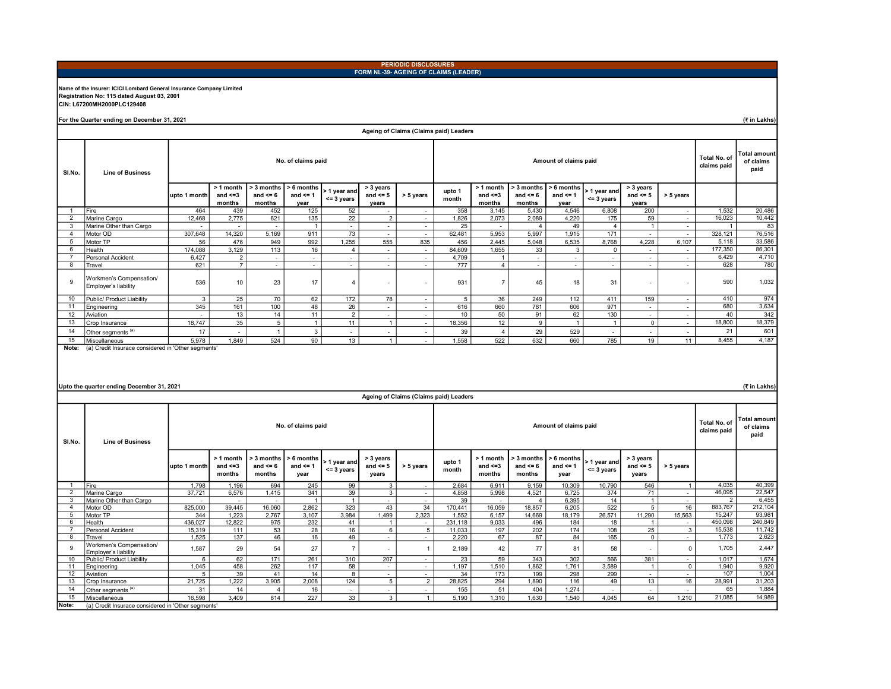# PERIODIC DISCLOSURES

## FORM NL-39- AGEING OF CLAIMS (LEADER)

**Name of the Insurer: ICICI Lombard General Insurance Company Limited**
**Registration No: 115 dated August 03, 2001**
**CIN: L67200MH2000PLC129408**

**For the Quarter ending on December 31, 2021** (₹ in Lakhs)

### Ageing of Claims (Claims paid) Leaders

| Sl.No. | Line of Business | No. of claims paid | | | | | | | Amount of claims paid | | | | | | | Total No. of claims paid | Total amount of claims paid |
|---|---|---|---|---|---|---|---|---|---|---|---|---|---|---|---|---|---|
| | | upto 1 month | > 1 month and <=3 months | > 3 months and <= 6 months | > 6 months and <= 1 year | > 1 year and <= 3 years | > 3 years and <= 5 years | > 5 years | upto 1 month | > 1 month and <=3 months | > 3 months and <= 6 months | > 6 months and <= 1 year | > 1 year and <= 3 years | > 3 years and <= 5 years | > 5 years | | |
| 1 | Fire | 464 | 439 | 452 | 125 | 52 | - | - | 358 | 3,145 | 5,430 | 4,546 | 6,808 | 200 | - | 1,532 | 20,486 |
| 2 | Marine Cargo | 12,468 | 2,775 | 621 | 135 | 22 | 2 | - | 1,826 | 2,073 | 2,089 | 4,220 | 175 | 59 | - | 16,023 | 10,442 |
| 3 | Marine Other than Cargo | - | - | - | 1 | - | - | - | 25 | - | 4 | 49 | 4 | 1 | - | 1 | 83 |
| 4 | Motor OD | 307,648 | 14,320 | 5,169 | 911 | 73 | - | - | 62,481 | 5,953 | 5,997 | 1,915 | 171 | - | - | 328,121 | 76,516 |
| 5 | Motor TP | 56 | 476 | 949 | 992 | 1,255 | 555 | 835 | 456 | 2,445 | 5,048 | 6,535 | 8,768 | 4,228 | 6,107 | 5,118 | 33,586 |
| 6 | Health | 174,088 | 3,129 | 113 | 16 | 4 | - | - | 84,609 | 1,655 | 33 | 3 | 0 | - | - | 177,350 | 86,301 |
| 7 | Personal Accident | 6,427 | 2 | - | - | - | - | - | 4,709 | 1 | - | - | - | - | - | 6,429 | 4,710 |
| 8 | Travel | 621 | 7 | - | - | - | - | - | 777 | 4 | - | - | - | - | - | 628 | 780 |
| 9 | Workmen's Compensation/ Employer's liability | 536 | 10 | 23 | 17 | 4 | - | - | 931 | 7 | 45 | 18 | 31 | - | - | 590 | 1,032 |
| 10 | Public/ Product Liability | 3 | 25 | 70 | 62 | 172 | 78 | - | 5 | 36 | 249 | 112 | 411 | 159 | - | 410 | 974 |
| 11 | Engineering | 345 | 161 | 100 | 48 | 26 | - | - | 616 | 660 | 781 | 606 | 971 | - | - | 680 | 3,634 |
| 12 | Aviation | - | 13 | 14 | 11 | 2 | - | - | 10 | 50 | 91 | 62 | 130 | - | - | 40 | 342 |
| 13 | Crop Insurance | 18,747 | 35 | 5 | 1 | 11 | 1 | - | 18,356 | 12 | 9 | 1 | 1 | 0 | - | 18,800 | 18,379 |
| 14 | Other segments [(a)] | 17 | - | 1 | 3 | - | - | - | 39 | 4 | 29 | 529 | - | - | - | 21 | 601 |
| 15 | Miscellaneous | 5,978 | 1,849 | 524 | 90 | 13 | 1 | - | 1,558 | 522 | 632 | 660 | 785 | 19 | 11 | 8,455 | 4,187 |

**Note:** (a) Credit Insurace considered in 'Other segments'

**Upto the quarter ending December 31, 2021** (₹ in Lakhs)

### Ageing of Claims (Claims paid) Leaders

| Sl.No. | Line of Business | No. of claims paid | | | | | | | Amount of claims paid | | | | | | | Total No. of claims paid | Total amount of claims paid |
|---|---|---|---|---|---|---|---|---|---|---|---|---|---|---|---|---|---|
| | | upto 1 month | > 1 month and <=3 months | > 3 months and <= 6 months | > 6 months and <= 1 year | > 1 year and <= 3 years | > 3 years and <= 5 years | > 5 years | upto 1 month | > 1 month and <=3 months | > 3 months and <= 6 months | > 6 months and <= 1 year | > 1 year and <= 3 years | > 3 years and <= 5 years | > 5 years | | |
| 1 | Fire | 1,798 | 1,196 | 694 | 245 | 99 | 3 | - | 2,684 | 6,911 | 9,159 | 10,309 | 10,790 | 546 | 1 | 4,035 | 40,399 |
| 2 | Marine Cargo | 37,721 | 6,576 | 1,415 | 341 | 39 | 3 | - | 4,858 | 5,998 | 4,521 | 6,725 | 374 | 71 | - | 46,095 | 22,547 |
| 3 | Marine Other than Cargo | - | - | - | 1 | 1 | - | - | 39 | - | 4 | 6,395 | 14 | 1 | - | 2 | 6,455 |
| 4 | Motor OD | 825,000 | 39,445 | 16,060 | 2,862 | 323 | 43 | 34 | 170,441 | 16,059 | 18,857 | 6,205 | 522 | 5 | 16 | 883,767 | 212,104 |
| 5 | Motor TP | 344 | 1,223 | 2,767 | 3,107 | 3,984 | 1,499 | 2,323 | 1,552 | 6,157 | 14,669 | 18,179 | 26,571 | 11,290 | 15,563 | 15,247 | 93,981 |
| 6 | Health | 436,027 | 12,822 | 975 | 232 | 41 | 1 | - | 231,118 | 9,033 | 496 | 184 | 18 | 1 | - | 450,098 | 240,849 |
| 7 | Personal Accident | 15,319 | 111 | 53 | 28 | 16 | 6 | 5 | 11,033 | 197 | 202 | 174 | 108 | 25 | 3 | 15,538 | 11,742 |
| 8 | Travel | 1,525 | 137 | 46 | 16 | 49 | - | - | 2,220 | 67 | 87 | 84 | 165 | 0 | - | 1,773 | 2,623 |
| 9 | Workmen's Compensation/ Employer's liability | 1,587 | 29 | 54 | 27 | 7 | - | 1 | 2,189 | 42 | 77 | 81 | 58 | - | 0 | 1,705 | 2,447 |
| 10 | Public/ Product Liability | 6 | 62 | 171 | 261 | 310 | 207 | - | 23 | 59 | 343 | 302 | 566 | 381 | - | 1,017 | 1,674 |
| 11 | Engineering | 1,045 | 458 | 262 | 117 | 58 | - | - | 1,197 | 1,510 | 1,862 | 1,761 | 3,589 | 1 | 0 | 1,940 | 9,920 |
| 12 | Aviation | 5 | 39 | 41 | 14 | 8 | - | - | 34 | 173 | 199 | 298 | 299 | - | - | 107 | 1,004 |
| 13 | Crop Insurance | 21,725 | 1,222 | 3,905 | 2,008 | 124 | 5 | 2 | 28,825 | 294 | 1,890 | 116 | 49 | 13 | 16 | 28,991 | 31,203 |
| 14 | Other segments [(a)] | 31 | 14 | 4 | 16 | - | - | - | 155 | 51 | 404 | 1,274 | - | - | - | 65 | 1,884 |
| 15 | Miscellaneous | 16,598 | 3,409 | 814 | 227 | 33 | 3 | 1 | 5,190 | 1,310 | 1,630 | 1,540 | 4,045 | 64 | 1,210 | 21,085 | 14,989 |

**Note:** (a) Credit Insurace considered in 'Other segments'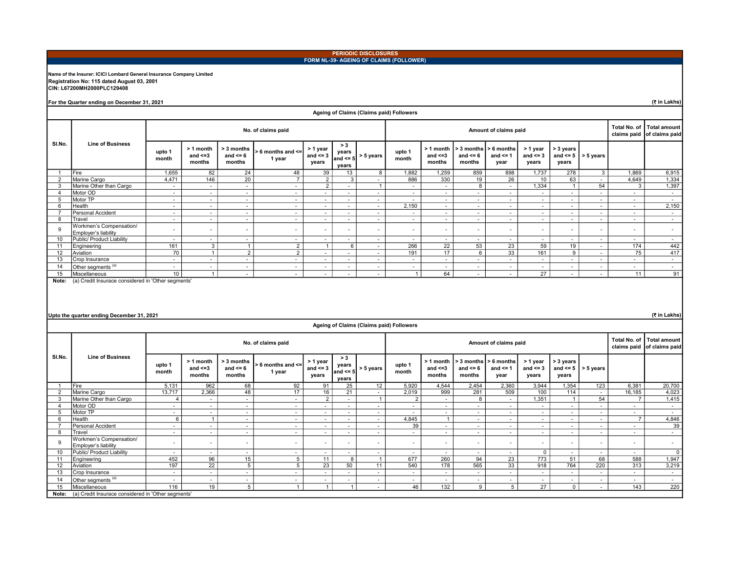**PERIODIC DISCLOSURES**

**FORM NL-39- AGEING OF CLAIMS (FOLLOWER)**

**Name of the Insurer: ICICI Lombard General Insurance Company Limited**
**Registration No: 115 dated August 03, 2001**
**CIN: L67200MH2000PLC129408**

**For the Quarter ending on December 31, 2021** (₹ in Lakhs)

**Ageing of Claims (Claims paid) Followers**

| Sl.No. | Line of Business | No. of claims paid | | | | | | | Amount of claims paid | | | | | | | Total No. of claims paid | Total amount of claims paid |
|---|---|---|---|---|---|---|---|---|---|---|---|---|---|---|---|---|---|
| | | upto 1 month | > 1 month and <=3 months | > 3 months and <= 6 months | > 6 months and <= 1 year | > 1 year and <= 3 years | > 3 years and <= 5 years | > 5 years | upto 1 month | > 1 month and <=3 months | > 3 months and <= 6 months | > 6 months and <= 1 year | > 1 year and <= 3 years | > 3 years and <= 5 years | > 5 years | | |
| 1 | Fire | 1,655 | 82 | 24 | 48 | 39 | 13 | 8 | 1,882 | 1,259 | 859 | 898 | 1,737 | 278 | 3 | 1,869 | 6,915 |
| 2 | Marine Cargo | 4,471 | 146 | 20 | 7 | 2 | 3 | - | 886 | 330 | 19 | 26 | 10 | 63 | - | 4,649 | 1,334 |
| 3 | Marine Other than Cargo | - | - | - | - | 2 | - | 1 | - | - | 8 | - | 1,334 | 1 | 54 | 3 | 1,397 |
| 4 | Motor OD | - | - | - | - | - | - | - | - | - | - | - | - | - | - | - | - |
| 5 | Motor TP | - | - | - | - | - | - | - | - | - | - | - | - | - | - | - | - |
| 6 | Health | - | - | - | - | - | - | - | 2,150 | - | - | - | - | - | - | - | 2,150 |
| 7 | Personal Accident | - | - | - | - | - | - | - | - | - | - | - | - | - | - | - | - |
| 8 | Travel | - | - | - | - | - | - | - | - | - | - | - | - | - | - | - | - |
| 9 | Workmen's Compensation/ Employer's liability | - | - | - | - | - | - | - | - | - | - | - | - | - | - | - | - |
| 10 | Public/ Product Liability | - | - | - | - | - | - | - | - | - | - | - | - | - | - | - | - |
| 11 | Engineering | 161 | 3 | 1 | 2 | 1 | 6 | - | 266 | 22 | 53 | 23 | 59 | 19 | - | 174 | 442 |
| 12 | Aviation | 70 | 1 | 2 | 2 | - | - | - | 191 | 17 | 6 | 33 | 161 | 9 | - | 75 | 417 |
| 13 | Crop Insurance | - | - | - | - | - | - | - | - | - | - | - | - | - | - | - | - |
| 14 | Other segments [(a)] | - | - | - | - | - | - | - | - | - | - | - | - | - | - | - | - |
| 15 | Miscellaneous | 10 | 1 | - | - | - | - | - | 1 | 64 | - | - | 27 | - | - | 11 | 91 |

**Note:** (a) Credit Insurace considered in 'Other segments'

**Upto the quarter ending December 31, 2021** (₹ in Lakhs)

**Ageing of Claims (Claims paid) Followers**

| Sl.No. | Line of Business | No. of claims paid | | | | | | | Amount of claims paid | | | | | | | Total No. of claims paid | Total amount of claims paid |
|---|---|---|---|---|---|---|---|---|---|---|---|---|---|---|---|---|---|
| | | upto 1 month | > 1 month and <=3 months | > 3 months and <= 6 months | > 6 months and <= 1 year | > 1 year and <= 3 years | > 3 years and <= 5 years | > 5 years | upto 1 month | > 1 month and <=3 months | > 3 months and <= 6 months | > 6 months and <= 1 year | > 1 year and <= 3 years | > 3 years and <= 5 years | > 5 years | | |
| 1 | Fire | 5,131 | 962 | 68 | 92 | 91 | 25 | 12 | 5,920 | 4,544 | 2,454 | 2,360 | 3,944 | 1,354 | 123 | 6,381 | 20,700 |
| 2 | Marine Cargo | 13,717 | 2,366 | 48 | 17 | 16 | 21 | - | 2,019 | 999 | 281 | 509 | 100 | 114 | - | 16,185 | 4,023 |
| 3 | Marine Other than Cargo | 4 | - | - | - | 2 | - | 1 | 2 | - | 8 | - | 1,351 | 1 | 54 | 7 | 1,415 |
| 4 | Motor OD | - | - | - | - | - | - | - | - | - | - | - | - | - | - | - | - |
| 5 | Motor TP | - | - | - | - | - | - | - | - | - | - | - | - | - | - | - | - |
| 6 | Health | 6 | 1 | - | - | - | - | - | 4,845 | 1 | - | - | - | - | - | 7 | 4,846 |
| 7 | Personal Accident | - | - | - | - | - | - | - | 39 | - | - | - | - | - | - | - | 39 |
| 8 | Travel | - | - | - | - | - | - | - | - | - | - | - | - | - | - | - | - |
| 9 | Workmen's Compensation/ Employer's liability | - | - | - | - | - | - | - | - | - | - | - | - | - | - | - | - |
| 10 | Public/ Product Liability | - | - | - | - | - | - | - | - | - | - | - | 0 | - | - | - | 0 |
| 11 | Engineering | 452 | 96 | 15 | 5 | 11 | 8 | 1 | 677 | 260 | 94 | 23 | 773 | 51 | 68 | 588 | 1,947 |
| 12 | Aviation | 197 | 22 | 5 | 5 | 23 | 50 | 11 | 540 | 178 | 565 | 33 | 918 | 764 | 220 | 313 | 3,219 |
| 13 | Crop Insurance | - | - | - | - | - | - | - | - | - | - | - | - | - | - | - | - |
| 14 | Other segments [(a)] | - | - | - | - | - | - | - | - | - | - | - | - | - | - | - | - |
| 15 | Miscellaneous | 116 | 19 | 5 | 1 | 1 | 1 | - | 46 | 132 | 9 | 5 | 27 | 0 | - | 143 | 220 |

**Note:** (a) Credit Insurace considered in 'Other segments'